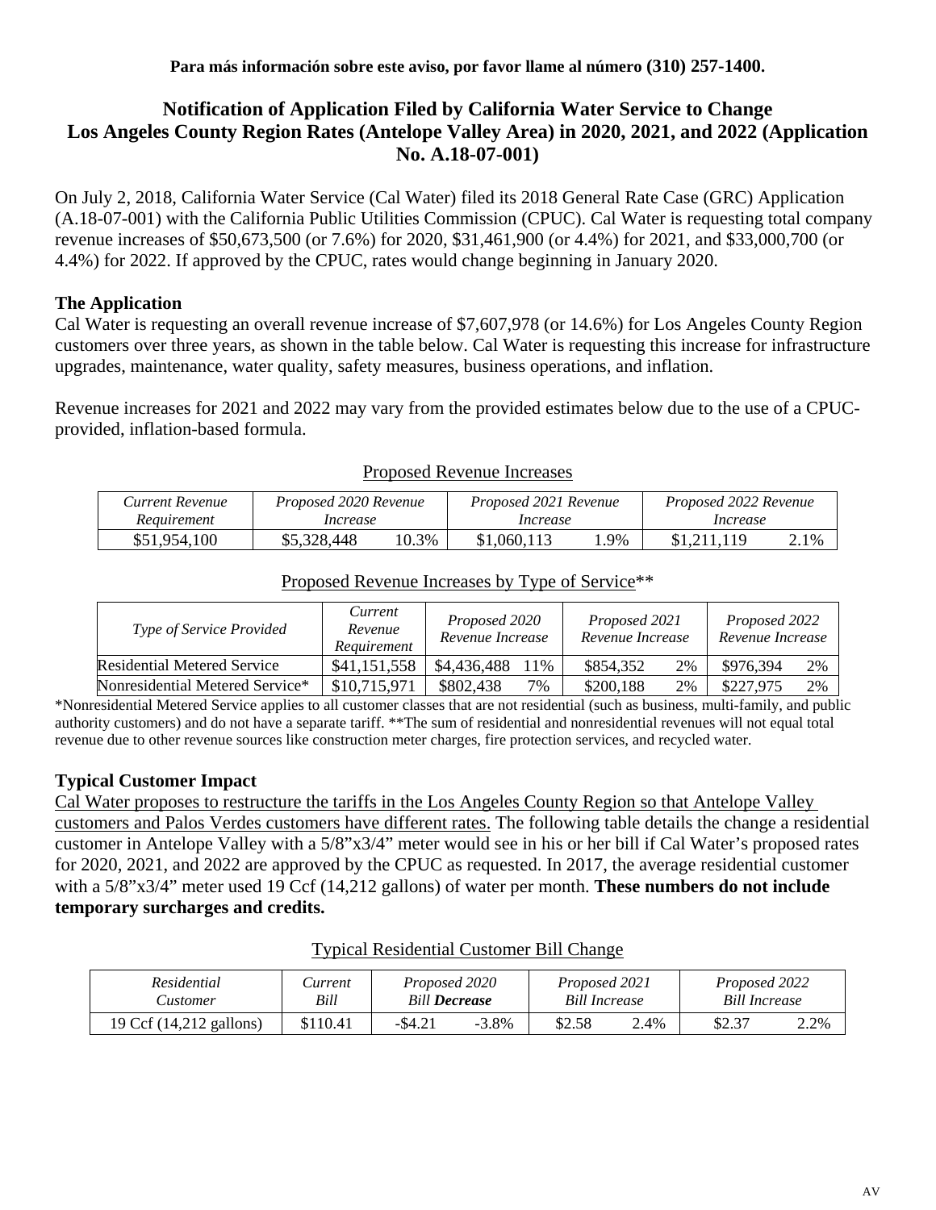**Para más información sobre este aviso, por favor llame al número (310) 257-1400.**

# Notification of Application Filed by California Water Service to Change Los Angeles County Region Rates (Antelope Valley Area) in 2020, 2021, and 2022 (Application No. A.18-07-001)

On July 2, 2018, California Water Service (Cal Water) filed its 2018 General Rate Case (GRC) Application (A.18-07-001) with the California Public Utilities Commission (CPUC). Cal Water is requesting total company revenue increases of $50,673,500 (or 7.6%) for 2020, $31,461,900 (or 4.4%) for 2021, and $33,000,700 (or 4.4%) for 2022. If approved by the CPUC, rates would change beginning in January 2020.

## The Application

Cal Water is requesting an overall revenue increase of $7,607,978 (or 14.6%) for Los Angeles County Region customers over three years, as shown in the table below. Cal Water is requesting this increase for infrastructure upgrades, maintenance, water quality, safety measures, business operations, and inflation.

Revenue increases for 2021 and 2022 may vary from the provided estimates below due to the use of a CPUC-provided, inflation-based formula.

Proposed Revenue Increases

| *Current Revenue Requirement* | *Proposed 2020 Revenue Increase* | | *Proposed 2021 Revenue Increase* | | *Proposed 2022 Revenue Increase* | |
|---|---|---|---|---|---|---|
| $51,954,100 | $5,328,448 | 10.3% | $1,060,113 | 1.9% | $1,211,119 | 2.1% |

Proposed Revenue Increases by Type of Service**

| *Type of Service Provided* | *Current Revenue Requirement* | *Proposed 2020 Revenue Increase* | | *Proposed 2021 Revenue Increase* | | *Proposed 2022 Revenue Increase* | |
|---|---|---|---|---|---|---|---|
| Residential Metered Service | $41,151,558 | $4,436,488 | 11% | $854,352 | 2% | $976,394 | 2% |
| Nonresidential Metered Service* | $10,715,971 | $802,438 | 7% | $200,188 | 2% | $227,975 | 2% |

*Nonresidential Metered Service applies to all customer classes that are not residential (such as business, multi-family, and public authority customers) and do not have a separate tariff. **The sum of residential and nonresidential revenues will not equal total revenue due to other revenue sources like construction meter charges, fire protection services, and recycled water.

## Typical Customer Impact

Cal Water proposes to restructure the tariffs in the Los Angeles County Region so that Antelope Valley customers and Palos Verdes customers have different rates. The following table details the change a residential customer in Antelope Valley with a 5/8"x3/4" meter would see in his or her bill if Cal Water's proposed rates for 2020, 2021, and 2022 are approved by the CPUC as requested. In 2017, the average residential customer with a 5/8"x3/4" meter used 19 Ccf (14,212 gallons) of water per month. **These numbers do not include temporary surcharges and credits.**

Typical Residential Customer Bill Change

| *Residential Customer* | *Current Bill* | *Proposed 2020 Bill **Decrease*** | | *Proposed 2021 Bill Increase* | | *Proposed 2022 Bill Increase* | |
|---|---|---|---|---|---|---|---|
| 19 Ccf (14,212 gallons) | $110.41 | -$4.21 | -3.8% | $2.58 | 2.4% | $2.37 | 2.2% |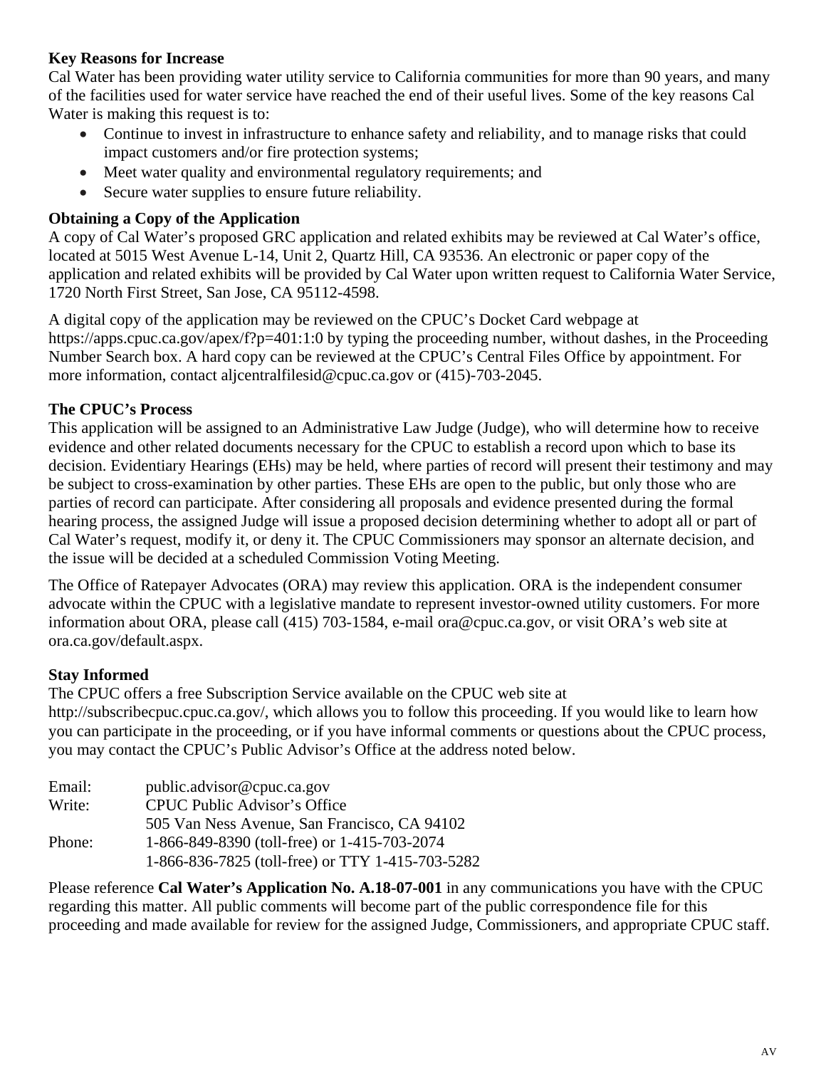**Key Reasons for Increase**

Cal Water has been providing water utility service to California communities for more than 90 years, and many of the facilities used for water service have reached the end of their useful lives. Some of the key reasons Cal Water is making this request is to:

- Continue to invest in infrastructure to enhance safety and reliability, and to manage risks that could impact customers and/or fire protection systems;
- Meet water quality and environmental regulatory requirements; and
- Secure water supplies to ensure future reliability.

**Obtaining a Copy of the Application**

A copy of Cal Water's proposed GRC application and related exhibits may be reviewed at Cal Water's office, located at 5015 West Avenue L-14, Unit 2, Quartz Hill, CA 93536. An electronic or paper copy of the application and related exhibits will be provided by Cal Water upon written request to California Water Service, 1720 North First Street, San Jose, CA 95112-4598.

A digital copy of the application may be reviewed on the CPUC's Docket Card webpage at https://apps.cpuc.ca.gov/apex/f?p=401:1:0 by typing the proceeding number, without dashes, in the Proceeding Number Search box. A hard copy can be reviewed at the CPUC's Central Files Office by appointment. For more information, contact aljcentralfilesid@cpuc.ca.gov or (415)-703-2045.

**The CPUC's Process**

This application will be assigned to an Administrative Law Judge (Judge), who will determine how to receive evidence and other related documents necessary for the CPUC to establish a record upon which to base its decision. Evidentiary Hearings (EHs) may be held, where parties of record will present their testimony and may be subject to cross-examination by other parties. These EHs are open to the public, but only those who are parties of record can participate. After considering all proposals and evidence presented during the formal hearing process, the assigned Judge will issue a proposed decision determining whether to adopt all or part of Cal Water's request, modify it, or deny it. The CPUC Commissioners may sponsor an alternate decision, and the issue will be decided at a scheduled Commission Voting Meeting.

The Office of Ratepayer Advocates (ORA) may review this application. ORA is the independent consumer advocate within the CPUC with a legislative mandate to represent investor-owned utility customers. For more information about ORA, please call (415) 703-1584, e-mail ora@cpuc.ca.gov, or visit ORA's web site at ora.ca.gov/default.aspx.

**Stay Informed**

The CPUC offers a free Subscription Service available on the CPUC web site at http://subscribecpuc.cpuc.ca.gov/, which allows you to follow this proceeding. If you would like to learn how you can participate in the proceeding, or if you have informal comments or questions about the CPUC process, you may contact the CPUC's Public Advisor's Office at the address noted below.

| | |
|---|---|
| Email: | public.advisor@cpuc.ca.gov |
| Write: | CPUC Public Advisor's Office |
| | 505 Van Ness Avenue, San Francisco, CA 94102 |
| Phone: | 1-866-849-8390 (toll-free) or 1-415-703-2074 |
| | 1-866-836-7825 (toll-free) or TTY 1-415-703-5282 |

Please reference **Cal Water's Application No. A.18-07-001** in any communications you have with the CPUC regarding this matter. All public comments will become part of the public correspondence file for this proceeding and made available for review for the assigned Judge, Commissioners, and appropriate CPUC staff.

AV